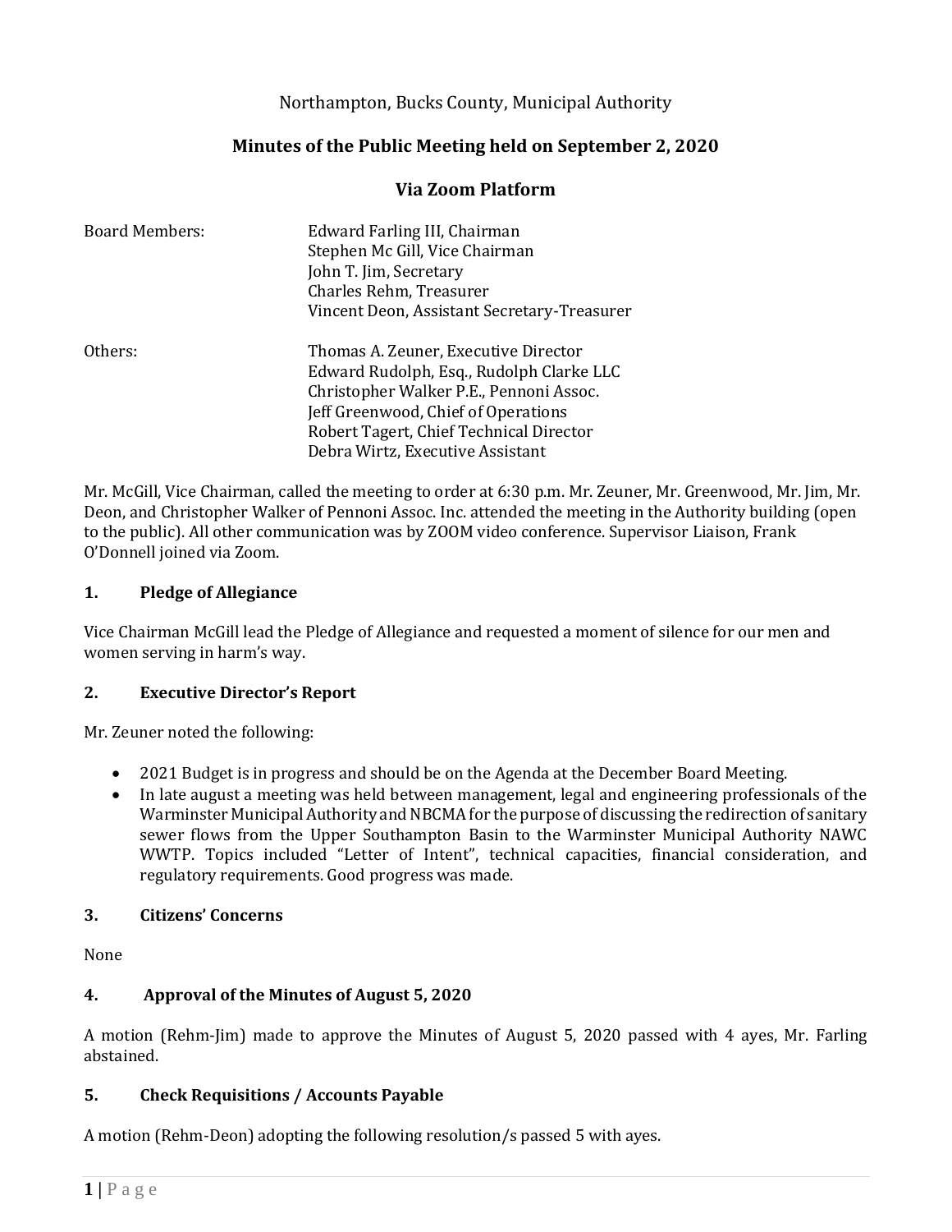Northampton, Bucks County, Municipal Authority

# Minutes of the Public Meeting held on September 2, 2020

## Via Zoom Platform

| | |
|---|---|
| Board Members: | Edward Farling III, Chairman<br>Stephen Mc Gill, Vice Chairman<br>John T. Jim, Secretary<br>Charles Rehm, Treasurer<br>Vincent Deon, Assistant Secretary-Treasurer |
| Others: | Thomas A. Zeuner, Executive Director<br>Edward Rudolph, Esq., Rudolph Clarke LLC<br>Christopher Walker P.E., Pennoni Assoc.<br>Jeff Greenwood, Chief of Operations<br>Robert Tagert, Chief Technical Director<br>Debra Wirtz, Executive Assistant |

Mr. McGill, Vice Chairman, called the meeting to order at 6:30 p.m. Mr. Zeuner, Mr. Greenwood, Mr. Jim, Mr. Deon, and Christopher Walker of Pennoni Assoc. Inc. attended the meeting in the Authority building (open to the public). All other communication was by ZOOM video conference. Supervisor Liaison, Frank O'Donnell joined via Zoom.

### 1. Pledge of Allegiance

Vice Chairman McGill lead the Pledge of Allegiance and requested a moment of silence for our men and women serving in harm's way.

### 2. Executive Director's Report

Mr. Zeuner noted the following:

- 2021 Budget is in progress and should be on the Agenda at the December Board Meeting.
- In late august a meeting was held between management, legal and engineering professionals of the Warminster Municipal Authority and NBCMA for the purpose of discussing the redirection of sanitary sewer flows from the Upper Southampton Basin to the Warminster Municipal Authority NAWC WWTP. Topics included "Letter of Intent", technical capacities, financial consideration, and regulatory requirements. Good progress was made.

### 3. Citizens' Concerns

None

### 4. Approval of the Minutes of August 5, 2020

A motion (Rehm-Jim) made to approve the Minutes of August 5, 2020 passed with 4 ayes, Mr. Farling abstained.

### 5. Check Requisitions / Accounts Payable

A motion (Rehm-Deon) adopting the following resolution/s passed 5 with ayes.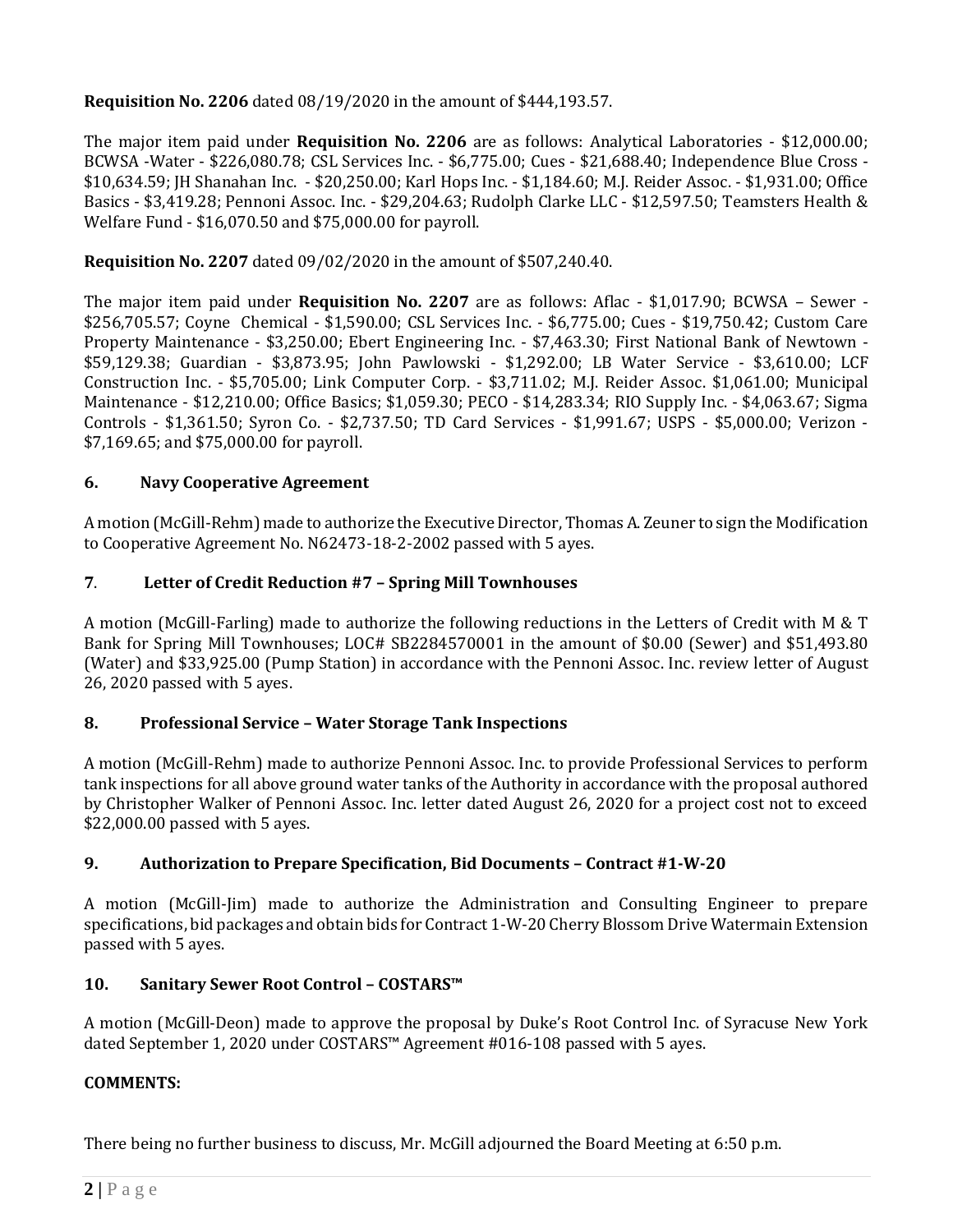**Requisition No. 2206** dated 08/19/2020 in the amount of $444,193.57.

The major item paid under **Requisition No. 2206** are as follows: Analytical Laboratories - $12,000.00; BCWSA -Water - $226,080.78; CSL Services Inc. - $6,775.00; Cues - $21,688.40; Independence Blue Cross - $10,634.59; JH Shanahan Inc. - $20,250.00; Karl Hops Inc. - $1,184.60; M.J. Reider Assoc. - $1,931.00; Office Basics - $3,419.28; Pennoni Assoc. Inc. - $29,204.63; Rudolph Clarke LLC - $12,597.50; Teamsters Health & Welfare Fund - $16,070.50 and $75,000.00 for payroll.

**Requisition No. 2207** dated 09/02/2020 in the amount of $507,240.40.

The major item paid under **Requisition No. 2207** are as follows: Aflac - $1,017.90; BCWSA – Sewer - $256,705.57; Coyne Chemical - $1,590.00; CSL Services Inc. - $6,775.00; Cues - $19,750.42; Custom Care Property Maintenance - $3,250.00; Ebert Engineering Inc. - $7,463.30; First National Bank of Newtown - $59,129.38; Guardian - $3,873.95; John Pawlowski - $1,292.00; LB Water Service - $3,610.00; LCF Construction Inc. - $5,705.00; Link Computer Corp. - $3,711.02; M.J. Reider Assoc. $1,061.00; Municipal Maintenance - $12,210.00; Office Basics; $1,059.30; PECO - $14,283.34; RIO Supply Inc. - $4,063.67; Sigma Controls - $1,361.50; Syron Co. - $2,737.50; TD Card Services - $1,991.67; USPS - $5,000.00; Verizon - $7,169.65; and $75,000.00 for payroll.

**6. Navy Cooperative Agreement**

A motion (McGill-Rehm) made to authorize the Executive Director, Thomas A. Zeuner to sign the Modification to Cooperative Agreement No. N62473-18-2-2002 passed with 5 ayes.

**7. Letter of Credit Reduction #7 – Spring Mill Townhouses**

A motion (McGill-Farling) made to authorize the following reductions in the Letters of Credit with M & T Bank for Spring Mill Townhouses; LOC# SB2284570001 in the amount of $0.00 (Sewer) and $51,493.80 (Water) and $33,925.00 (Pump Station) in accordance with the Pennoni Assoc. Inc. review letter of August 26, 2020 passed with 5 ayes.

**8. Professional Service – Water Storage Tank Inspections**

A motion (McGill-Rehm) made to authorize Pennoni Assoc. Inc. to provide Professional Services to perform tank inspections for all above ground water tanks of the Authority in accordance with the proposal authored by Christopher Walker of Pennoni Assoc. Inc. letter dated August 26, 2020 for a project cost not to exceed $22,000.00 passed with 5 ayes.

**9. Authorization to Prepare Specification, Bid Documents – Contract #1-W-20**

A motion (McGill-Jim) made to authorize the Administration and Consulting Engineer to prepare specifications, bid packages and obtain bids for Contract 1-W-20 Cherry Blossom Drive Watermain Extension passed with 5 ayes.

**10. Sanitary Sewer Root Control – COSTARS™**

A motion (McGill-Deon) made to approve the proposal by Duke's Root Control Inc. of Syracuse New York dated September 1, 2020 under COSTARS™ Agreement #016-108 passed with 5 ayes.

**COMMENTS:**

There being no further business to discuss, Mr. McGill adjourned the Board Meeting at 6:50 p.m.